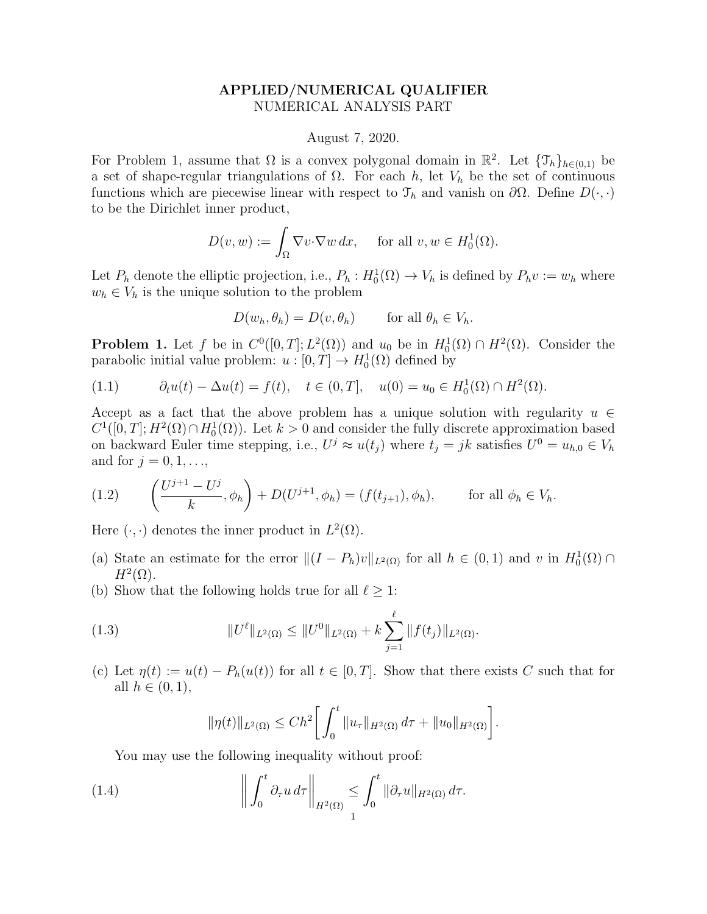# APPLIED/NUMERICAL QUALIFIER

NUMERICAL ANALYSIS PART

August 7, 2020.

For Problem 1, assume that $\Omega$ is a convex polygonal domain in $\mathbb{R}^2$. Let $\{\mathcal{T}_h\}_{h\in(0,1)}$ be a set of shape-regular triangulations of $\Omega$. For each $h$, let $V_h$ be the set of continuous functions which are piecewise linear with respect to $\mathcal{T}_h$ and vanish on $\partial\Omega$. Define $D(\cdot,\cdot)$ to be the Dirichlet inner product,

$$D(v,w) := \int_\Omega \nabla v \cdot \nabla w \, dx, \qquad \text{for all } v, w \in H_0^1(\Omega).$$

Let $P_h$ denote the elliptic projection, i.e., $P_h : H_0^1(\Omega) \to V_h$ is defined by $P_h v := w_h$ where $w_h \in V_h$ is the unique solution to the problem

$$D(w_h, \theta_h) = D(v, \theta_h) \qquad \text{for all } \theta_h \in V_h.$$

**Problem 1.** Let $f$ be in $C^0([0,T]; L^2(\Omega))$ and $u_0$ be in $H_0^1(\Omega) \cap H^2(\Omega)$. Consider the parabolic initial value problem: $u : [0,T] \to H_0^1(\Omega)$ defined by

$$\partial_t u(t) - \Delta u(t) = f(t), \quad t \in (0,T], \quad u(0) = u_0 \in H_0^1(\Omega) \cap H^2(\Omega). \tag{1.1}$$

Accept as a fact that the above problem has a unique solution with regularity $u \in C^1([0,T]; H^2(\Omega) \cap H_0^1(\Omega))$. Let $k > 0$ and consider the fully discrete approximation based on backward Euler time stepping, i.e., $U^j \approx u(t_j)$ where $t_j = jk$ satisfies $U^0 = u_{h,0} \in V_h$ and for $j = 0, 1, \ldots,$

$$\left( \frac{U^{j+1} - U^j}{k}, \phi_h \right) + D(U^{j+1}, \phi_h) = (f(t_{j+1}), \phi_h), \qquad \text{for all } \phi_h \in V_h. \tag{1.2}$$

Here $(\cdot,\cdot)$ denotes the inner product in $L^2(\Omega)$.

(a) State an estimate for the error $\|(I - P_h)v\|_{L^2(\Omega)}$ for all $h \in (0,1)$ and $v$ in $H_0^1(\Omega) \cap H^2(\Omega)$.

(b) Show that the following holds true for all $\ell \geq 1$:

$$\|U^\ell\|_{L^2(\Omega)} \leq \|U^0\|_{L^2(\Omega)} + k \sum_{j=1}^{\ell} \|f(t_j)\|_{L^2(\Omega)}. \tag{1.3}$$

(c) Let $\eta(t) := u(t) - P_h(u(t))$ for all $t \in [0,T]$. Show that there exists $C$ such that for all $h \in (0,1)$,

$$\|\eta(t)\|_{L^2(\Omega)} \leq Ch^2 \left[ \int_0^t \|u_\tau\|_{H^2(\Omega)} \, d\tau + \|u_0\|_{H^2(\Omega)} \right].$$

You may use the following inequality without proof:

$$\left\| \int_0^t \partial_\tau u \, d\tau \right\|_{H^2(\Omega)} \leq \int_0^t \|\partial_\tau u\|_{H^2(\Omega)} \, d\tau. \tag{1.4}$$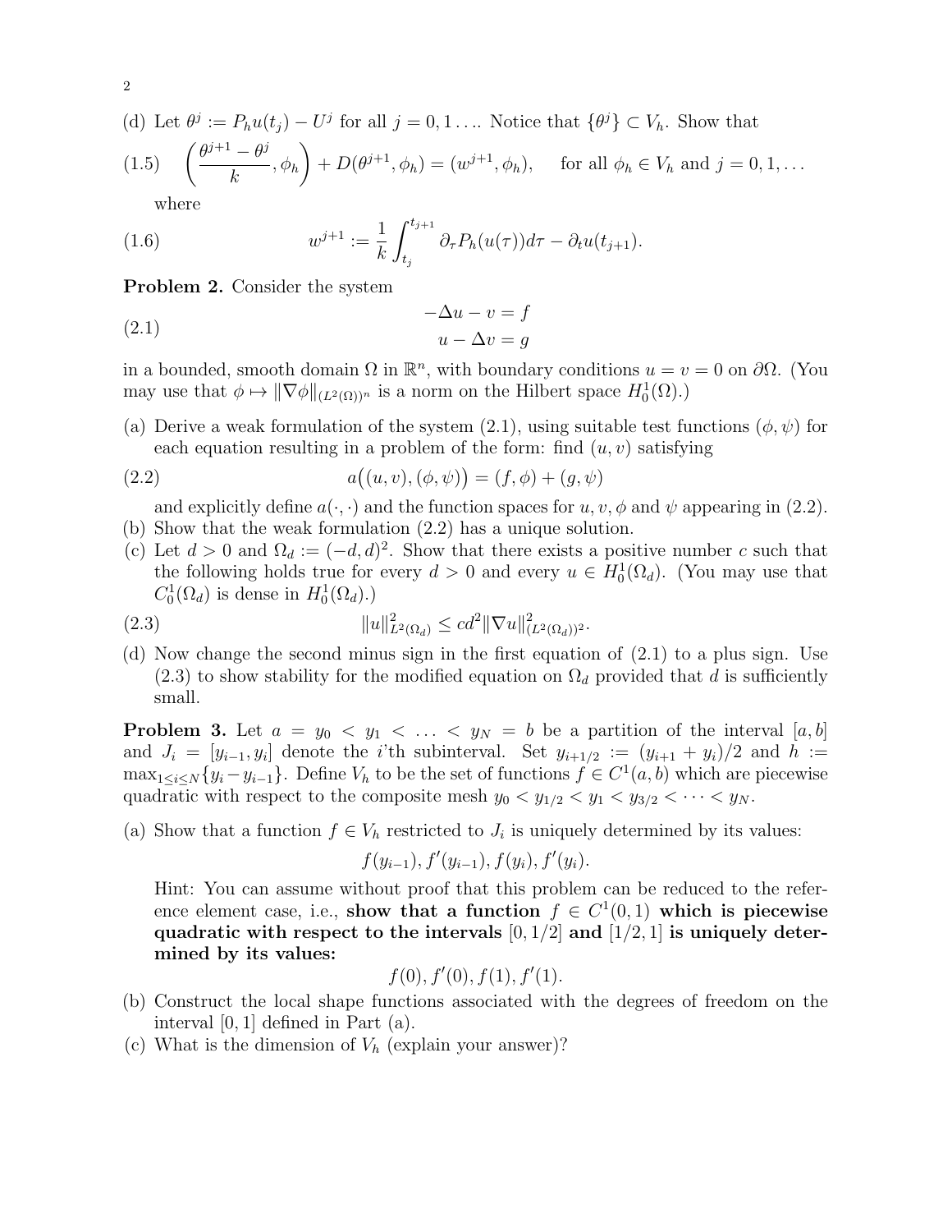(d) Let $\theta^j := P_h u(t_j) - U^j$ for all $j = 0, 1 \ldots$. Notice that $\{\theta^j\} \subset V_h$. Show that

$$\left(\frac{\theta^{j+1} - \theta^j}{k}, \phi_h\right) + D(\theta^{j+1}, \phi_h) = (w^{j+1}, \phi_h), \qquad \text{for all } \phi_h \in V_h \text{ and } j = 0, 1, \ldots \tag{1.5}$$

where

$$w^{j+1} := \frac{1}{k}\int_{t_j}^{t_{j+1}} \partial_\tau P_h(u(\tau))d\tau - \partial_t u(t_{j+1}). \tag{1.6}$$

**Problem 2.** Consider the system

$$\begin{aligned} -\Delta u - v &= f \\ u - \Delta v &= g \end{aligned} \tag{2.1}$$

in a bounded, smooth domain $\Omega$ in $\mathbb{R}^n$, with boundary conditions $u = v = 0$ on $\partial\Omega$. (You may use that $\phi \mapsto \|\nabla\phi\|_{(L^2(\Omega))^n}$ is a norm on the Hilbert space $H_0^1(\Omega)$.)

(a) Derive a weak formulation of the system (2.1), using suitable test functions $(\phi, \psi)$ for each equation resulting in a problem of the form: find $(u, v)$ satisfying

$$a\big((u, v), (\phi, \psi)\big) = (f, \phi) + (g, \psi) \tag{2.2}$$

and explicitly define $a(\cdot,\cdot)$ and the function spaces for $u, v, \phi$ and $\psi$ appearing in (2.2).

(b) Show that the weak formulation (2.2) has a unique solution.

(c) Let $d > 0$ and $\Omega_d := (-d, d)^2$. Show that there exists a positive number $c$ such that the following holds true for every $d > 0$ and every $u \in H_0^1(\Omega_d)$. (You may use that $C_0^1(\Omega_d)$ is dense in $H_0^1(\Omega_d)$.)

$$\|u\|^2_{L^2(\Omega_d)} \leq cd^2\|\nabla u\|^2_{(L^2(\Omega_d))^2}. \tag{2.3}$$

(d) Now change the second minus sign in the first equation of (2.1) to a plus sign. Use (2.3) to show stability for the modified equation on $\Omega_d$ provided that $d$ is sufficiently small.

**Problem 3.** Let $a = y_0 < y_1 < \ldots < y_N = b$ be a partition of the interval $[a, b]$ and $J_i = [y_{i-1}, y_i]$ denote the $i$'th subinterval. Set $y_{i+1/2} := (y_{i+1} + y_i)/2$ and $h := \max_{1\leq i\leq N}\{y_i - y_{i-1}\}$. Define $V_h$ to be the set of functions $f \in C^1(a, b)$ which are piecewise quadratic with respect to the composite mesh $y_0 < y_{1/2} < y_1 < y_{3/2} < \cdots < y_N$.

(a) Show that a function $f \in V_h$ restricted to $J_i$ is uniquely determined by its values:

$$f(y_{i-1}), f'(y_{i-1}), f(y_i), f'(y_i).$$

Hint: You can assume without proof that this problem can be reduced to the reference element case, i.e., **show that a function $f \in C^1(0, 1)$ which is piecewise quadratic with respect to the intervals $[0, 1/2]$ and $[1/2, 1]$ is uniquely determined by its values:**

$$f(0), f'(0), f(1), f'(1).$$

(b) Construct the local shape functions associated with the degrees of freedom on the interval $[0, 1]$ defined in Part (a).

(c) What is the dimension of $V_h$ (explain your answer)?